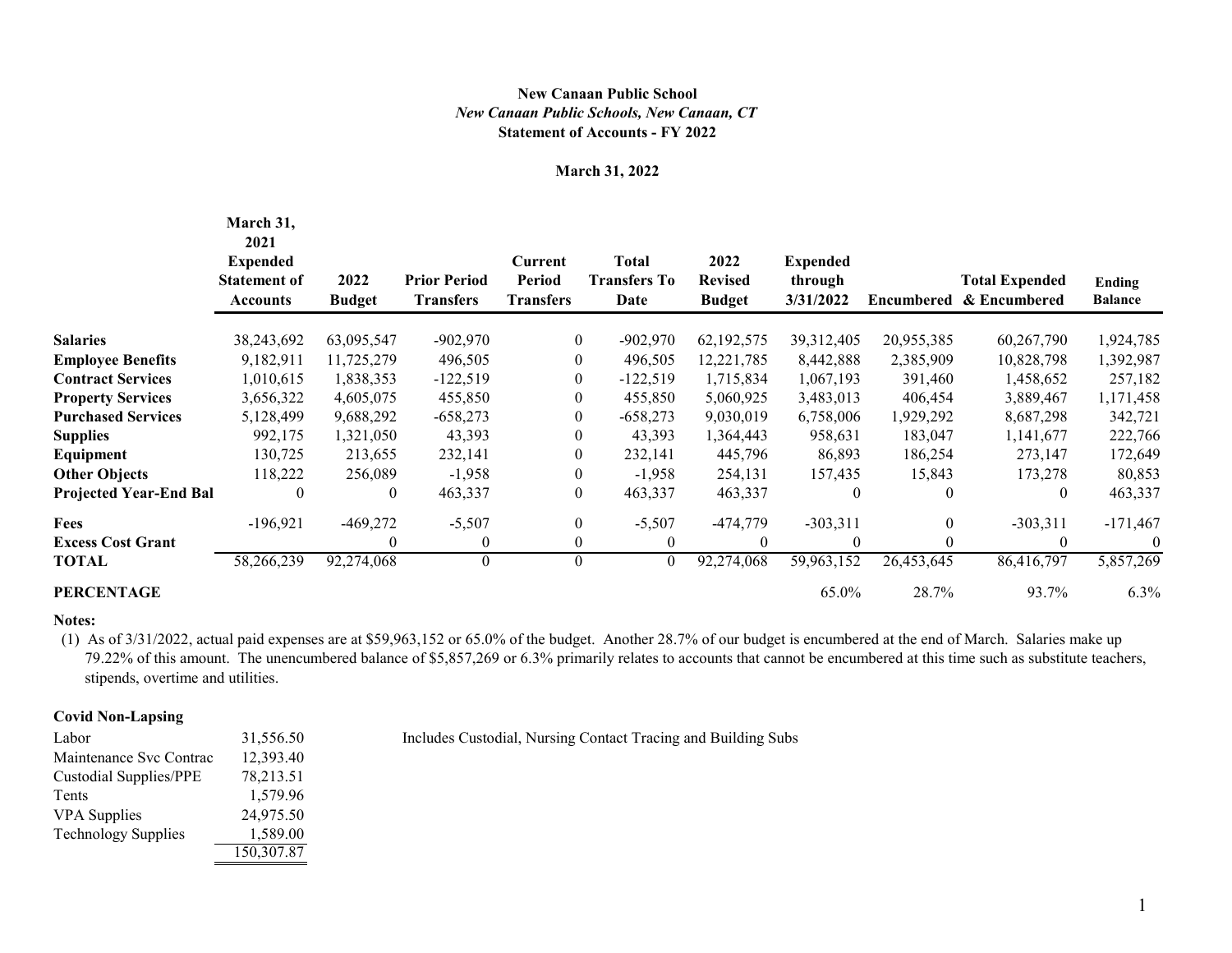**New Canaan Public School**
***New Canaan Public Schools, New Canaan, CT***
**Statement of Accounts - FY 2022**

**March 31, 2022**

| | March 31, 2021 Expended Statement of Accounts | 2022 Budget | Prior Period Transfers | Current Period Transfers | Total Transfers To Date | 2022 Revised Budget | Expended through 3/31/2022 | Encumbered | Total Expended & Encumbered | Ending Balance |
|---|---|---|---|---|---|---|---|---|---|---|
| **Salaries** | 38,243,692 | 63,095,547 | -902,970 | 0 | -902,970 | 62,192,575 | 39,312,405 | 20,955,385 | 60,267,790 | 1,924,785 |
| **Employee Benefits** | 9,182,911 | 11,725,279 | 496,505 | 0 | 496,505 | 12,221,785 | 8,442,888 | 2,385,909 | 10,828,798 | 1,392,987 |
| **Contract Services** | 1,010,615 | 1,838,353 | -122,519 | 0 | -122,519 | 1,715,834 | 1,067,193 | 391,460 | 1,458,652 | 257,182 |
| **Property Services** | 3,656,322 | 4,605,075 | 455,850 | 0 | 455,850 | 5,060,925 | 3,483,013 | 406,454 | 3,889,467 | 1,171,458 |
| **Purchased Services** | 5,128,499 | 9,688,292 | -658,273 | 0 | -658,273 | 9,030,019 | 6,758,006 | 1,929,292 | 8,687,298 | 342,721 |
| **Supplies** | 992,175 | 1,321,050 | 43,393 | 0 | 43,393 | 1,364,443 | 958,631 | 183,047 | 1,141,677 | 222,766 |
| **Equipment** | 130,725 | 213,655 | 232,141 | 0 | 232,141 | 445,796 | 86,893 | 186,254 | 273,147 | 172,649 |
| **Other Objects** | 118,222 | 256,089 | -1,958 | 0 | -1,958 | 254,131 | 157,435 | 15,843 | 173,278 | 80,853 |
| **Projected Year-End Bal** | 0 | 0 | 463,337 | 0 | 463,337 | 463,337 | 0 | 0 | 0 | 463,337 |
| **Fees** | -196,921 | -469,272 | -5,507 | 0 | -5,507 | -474,779 | -303,311 | 0 | -303,311 | -171,467 |
| **Excess Cost Grant** | | 0 | 0 | 0 | 0 | 0 | 0 | 0 | 0 | 0 |
| **TOTAL** | 58,266,239 | 92,274,068 | 0 | 0 | 0 | 92,274,068 | 59,963,152 | 26,453,645 | 86,416,797 | 5,857,269 |
| **PERCENTAGE** | | | | | | | 65.0% | 28.7% | 93.7% | 6.3% |

**Notes:**

(1) As of 3/31/2022, actual paid expenses are at $59,963,152 or 65.0% of the budget. Another 28.7% of our budget is encumbered at the end of March. Salaries make up 79.22% of this amount. The unencumbered balance of $5,857,269 or 6.3% primarily relates to accounts that cannot be encumbered at this time such as substitute teachers, stipends, overtime and utilities.

**Covid Non-Lapsing**

| | | |
|---|---|---|
| Labor | 31,556.50 | Includes Custodial, Nursing Contact Tracing and Building Subs |
| Maintenance Svc Contrac | 12,393.40 | |
| Custodial Supplies/PPE | 78,213.51 | |
| Tents | 1,579.96 | |
| VPA Supplies | 24,975.50 | |
| Technology Supplies | 1,589.00 | |
| | 150,307.87 | |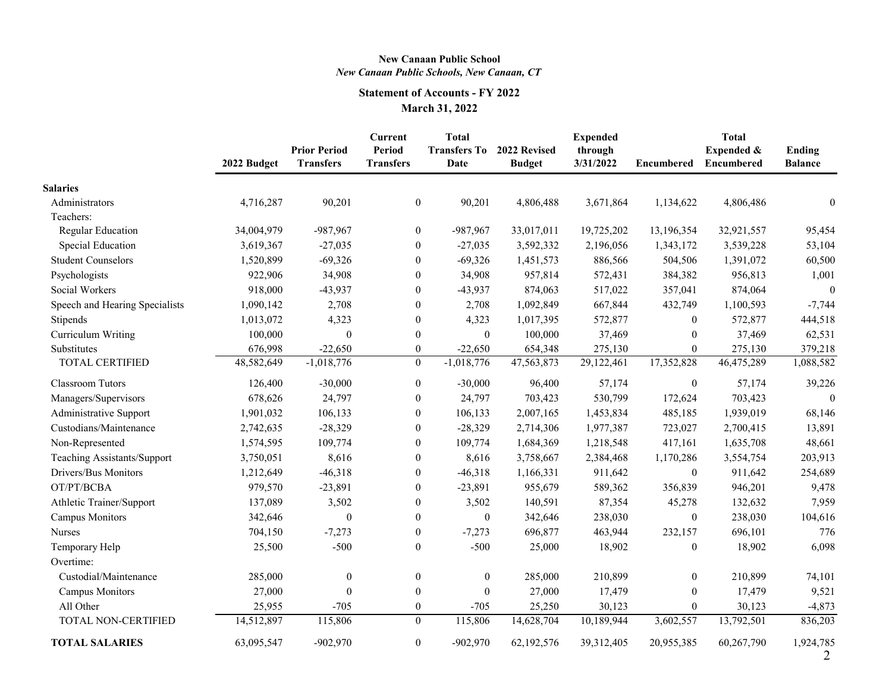**New Canaan Public School**
*New Canaan Public Schools, New Canaan, CT*

**Statement of Accounts - FY 2022**
**March 31, 2022**

| | 2022 Budget | Prior Period Transfers | Current Period Transfers | Total Transfers To Date | 2022 Revised Budget | Expended through 3/31/2022 | Encumbered | Total Expended & Encumbered | Ending Balance |
|---|---|---|---|---|---|---|---|---|---|
| **Salaries** | | | | | | | | | |
| Administrators | 4,716,287 | 90,201 | 0 | 90,201 | 4,806,488 | 3,671,864 | 1,134,622 | 4,806,486 | 0 |
| Teachers: | | | | | | | | | |
| Regular Education | 34,004,979 | -987,967 | 0 | -987,967 | 33,017,011 | 19,725,202 | 13,196,354 | 32,921,557 | 95,454 |
| Special Education | 3,619,367 | -27,035 | 0 | -27,035 | 3,592,332 | 2,196,056 | 1,343,172 | 3,539,228 | 53,104 |
| Student Counselors | 1,520,899 | -69,326 | 0 | -69,326 | 1,451,573 | 886,566 | 504,506 | 1,391,072 | 60,500 |
| Psychologists | 922,906 | 34,908 | 0 | 34,908 | 957,814 | 572,431 | 384,382 | 956,813 | 1,001 |
| Social Workers | 918,000 | -43,937 | 0 | -43,937 | 874,063 | 517,022 | 357,041 | 874,064 | 0 |
| Speech and Hearing Specialists | 1,090,142 | 2,708 | 0 | 2,708 | 1,092,849 | 667,844 | 432,749 | 1,100,593 | -7,744 |
| Stipends | 1,013,072 | 4,323 | 0 | 4,323 | 1,017,395 | 572,877 | 0 | 572,877 | 444,518 |
| Curriculum Writing | 100,000 | 0 | 0 | 0 | 100,000 | 37,469 | 0 | 37,469 | 62,531 |
| Substitutes | 676,998 | -22,650 | 0 | -22,650 | 654,348 | 275,130 | 0 | 275,130 | 379,218 |
| TOTAL CERTIFIED | 48,582,649 | -1,018,776 | 0 | -1,018,776 | 47,563,873 | 29,122,461 | 17,352,828 | 46,475,289 | 1,088,582 |
| Classroom Tutors | 126,400 | -30,000 | 0 | -30,000 | 96,400 | 57,174 | 0 | 57,174 | 39,226 |
| Managers/Supervisors | 678,626 | 24,797 | 0 | 24,797 | 703,423 | 530,799 | 172,624 | 703,423 | 0 |
| Administrative Support | 1,901,032 | 106,133 | 0 | 106,133 | 2,007,165 | 1,453,834 | 485,185 | 1,939,019 | 68,146 |
| Custodians/Maintenance | 2,742,635 | -28,329 | 0 | -28,329 | 2,714,306 | 1,977,387 | 723,027 | 2,700,415 | 13,891 |
| Non-Represented | 1,574,595 | 109,774 | 0 | 109,774 | 1,684,369 | 1,218,548 | 417,161 | 1,635,708 | 48,661 |
| Teaching Assistants/Support | 3,750,051 | 8,616 | 0 | 8,616 | 3,758,667 | 2,384,468 | 1,170,286 | 3,554,754 | 203,913 |
| Drivers/Bus Monitors | 1,212,649 | -46,318 | 0 | -46,318 | 1,166,331 | 911,642 | 0 | 911,642 | 254,689 |
| OT/PT/BCBA | 979,570 | -23,891 | 0 | -23,891 | 955,679 | 589,362 | 356,839 | 946,201 | 9,478 |
| Athletic Trainer/Support | 137,089 | 3,502 | 0 | 3,502 | 140,591 | 87,354 | 45,278 | 132,632 | 7,959 |
| Campus Monitors | 342,646 | 0 | 0 | 0 | 342,646 | 238,030 | 0 | 238,030 | 104,616 |
| Nurses | 704,150 | -7,273 | 0 | -7,273 | 696,877 | 463,944 | 232,157 | 696,101 | 776 |
| Temporary Help | 25,500 | -500 | 0 | -500 | 25,000 | 18,902 | 0 | 18,902 | 6,098 |
| Overtime: | | | | | | | | | |
| Custodial/Maintenance | 285,000 | 0 | 0 | 0 | 285,000 | 210,899 | 0 | 210,899 | 74,101 |
| Campus Monitors | 27,000 | 0 | 0 | 0 | 27,000 | 17,479 | 0 | 17,479 | 9,521 |
| All Other | 25,955 | -705 | 0 | -705 | 25,250 | 30,123 | 0 | 30,123 | -4,873 |
| TOTAL NON-CERTIFIED | 14,512,897 | 115,806 | 0 | 115,806 | 14,628,704 | 10,189,944 | 3,602,557 | 13,792,501 | 836,203 |
| **TOTAL SALARIES** | 63,095,547 | -902,970 | 0 | -902,970 | 62,192,576 | 39,312,405 | 20,955,385 | 60,267,790 | 1,924,785 |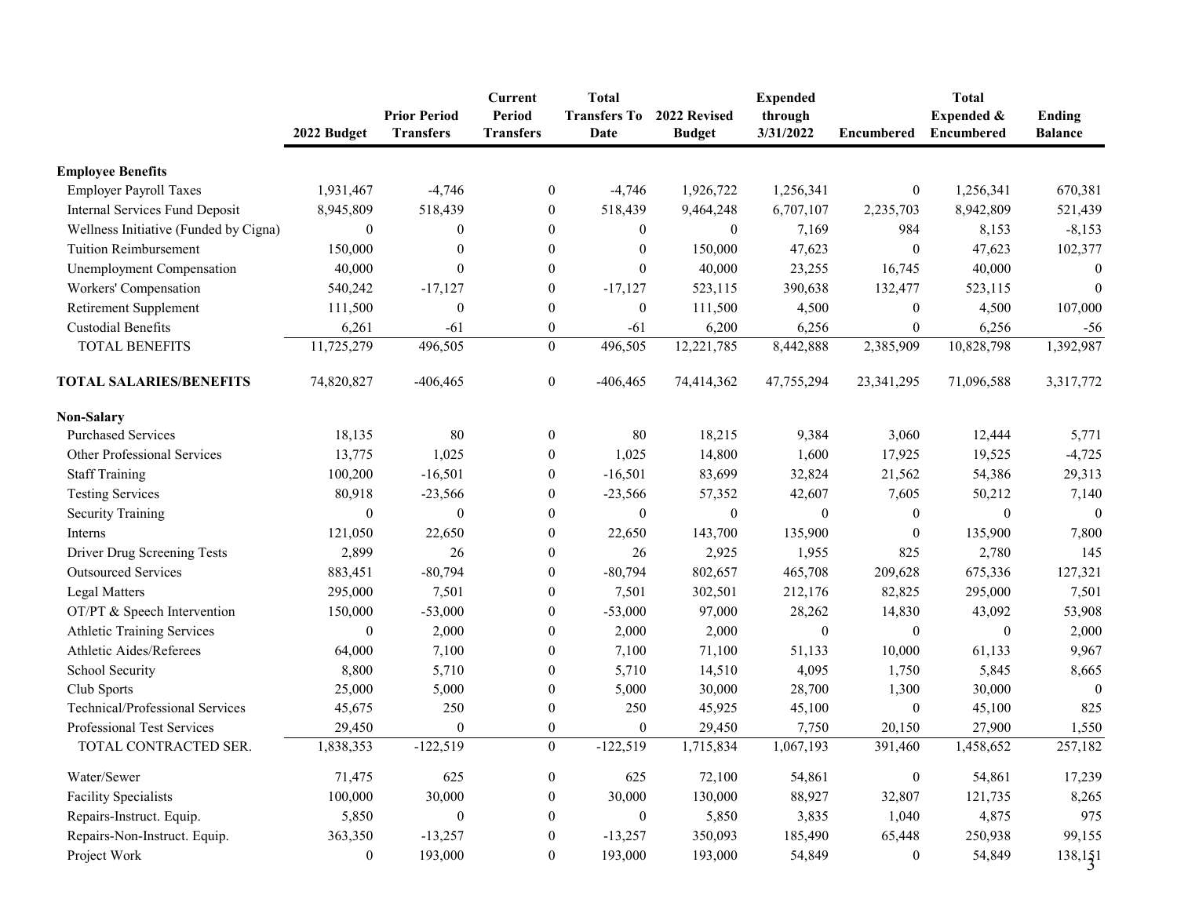|  | 2022 Budget | Prior Period Transfers | Current Period Transfers | Total Transfers To Date | 2022 Revised Budget | Expended through 3/31/2022 | Encumbered | Total Expended & Encumbered | Ending Balance |
|---|---|---|---|---|---|---|---|---|---|
| **Employee Benefits** | | | | | | | | | |
| Employer Payroll Taxes | 1,931,467 | -4,746 | 0 | -4,746 | 1,926,722 | 1,256,341 | 0 | 1,256,341 | 670,381 |
| Internal Services Fund Deposit | 8,945,809 | 518,439 | 0 | 518,439 | 9,464,248 | 6,707,107 | 2,235,703 | 8,942,809 | 521,439 |
| Wellness Initiative (Funded by Cigna) | 0 | 0 | 0 | 0 | 0 | 7,169 | 984 | 8,153 | -8,153 |
| Tuition Reimbursement | 150,000 | 0 | 0 | 0 | 150,000 | 47,623 | 0 | 47,623 | 102,377 |
| Unemployment Compensation | 40,000 | 0 | 0 | 0 | 40,000 | 23,255 | 16,745 | 40,000 | 0 |
| Workers' Compensation | 540,242 | -17,127 | 0 | -17,127 | 523,115 | 390,638 | 132,477 | 523,115 | 0 |
| Retirement Supplement | 111,500 | 0 | 0 | 0 | 111,500 | 4,500 | 0 | 4,500 | 107,000 |
| Custodial Benefits | 6,261 | -61 | 0 | -61 | 6,200 | 6,256 | 0 | 6,256 | -56 |
| TOTAL BENEFITS | 11,725,279 | 496,505 | 0 | 496,505 | 12,221,785 | 8,442,888 | 2,385,909 | 10,828,798 | 1,392,987 |
| **TOTAL SALARIES/BENEFITS** | 74,820,827 | -406,465 | 0 | -406,465 | 74,414,362 | 47,755,294 | 23,341,295 | 71,096,588 | 3,317,772 |
| **Non-Salary** | | | | | | | | | |
| Purchased Services | 18,135 | 80 | 0 | 80 | 18,215 | 9,384 | 3,060 | 12,444 | 5,771 |
| Other Professional Services | 13,775 | 1,025 | 0 | 1,025 | 14,800 | 1,600 | 17,925 | 19,525 | -4,725 |
| Staff Training | 100,200 | -16,501 | 0 | -16,501 | 83,699 | 32,824 | 21,562 | 54,386 | 29,313 |
| Testing Services | 80,918 | -23,566 | 0 | -23,566 | 57,352 | 42,607 | 7,605 | 50,212 | 7,140 |
| Security Training | 0 | 0 | 0 | 0 | 0 | 0 | 0 | 0 | 0 |
| Interns | 121,050 | 22,650 | 0 | 22,650 | 143,700 | 135,900 | 0 | 135,900 | 7,800 |
| Driver Drug Screening Tests | 2,899 | 26 | 0 | 26 | 2,925 | 1,955 | 825 | 2,780 | 145 |
| Outsourced Services | 883,451 | -80,794 | 0 | -80,794 | 802,657 | 465,708 | 209,628 | 675,336 | 127,321 |
| Legal Matters | 295,000 | 7,501 | 0 | 7,501 | 302,501 | 212,176 | 82,825 | 295,000 | 7,501 |
| OT/PT & Speech Intervention | 150,000 | -53,000 | 0 | -53,000 | 97,000 | 28,262 | 14,830 | 43,092 | 53,908 |
| Athletic Training Services | 0 | 2,000 | 0 | 2,000 | 2,000 | 0 | 0 | 0 | 2,000 |
| Athletic Aides/Referees | 64,000 | 7,100 | 0 | 7,100 | 71,100 | 51,133 | 10,000 | 61,133 | 9,967 |
| School Security | 8,800 | 5,710 | 0 | 5,710 | 14,510 | 4,095 | 1,750 | 5,845 | 8,665 |
| Club Sports | 25,000 | 5,000 | 0 | 5,000 | 30,000 | 28,700 | 1,300 | 30,000 | 0 |
| Technical/Professional Services | 45,675 | 250 | 0 | 250 | 45,925 | 45,100 | 0 | 45,100 | 825 |
| Professional Test Services | 29,450 | 0 | 0 | 0 | 29,450 | 7,750 | 20,150 | 27,900 | 1,550 |
| TOTAL CONTRACTED SER. | 1,838,353 | -122,519 | 0 | -122,519 | 1,715,834 | 1,067,193 | 391,460 | 1,458,652 | 257,182 |
| Water/Sewer | 71,475 | 625 | 0 | 625 | 72,100 | 54,861 | 0 | 54,861 | 17,239 |
| Facility Specialists | 100,000 | 30,000 | 0 | 30,000 | 130,000 | 88,927 | 32,807 | 121,735 | 8,265 |
| Repairs-Instruct. Equip. | 5,850 | 0 | 0 | 0 | 5,850 | 3,835 | 1,040 | 4,875 | 975 |
| Repairs-Non-Instruct. Equip. | 363,350 | -13,257 | 0 | -13,257 | 350,093 | 185,490 | 65,448 | 250,938 | 99,155 |
| Project Work | 0 | 193,000 | 0 | 193,000 | 193,000 | 54,849 | 0 | 54,849 | 138,151 |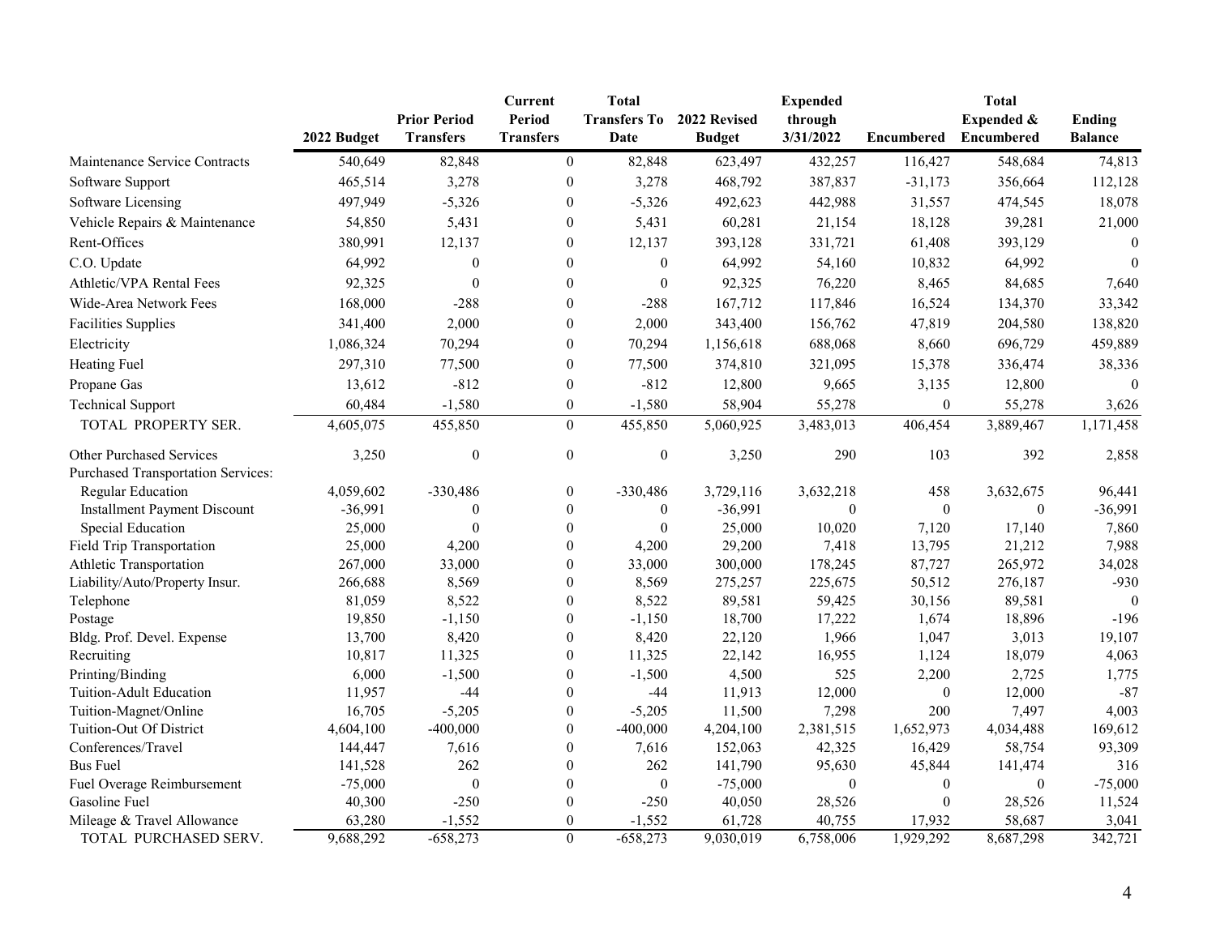| | 2022 Budget | Prior Period Transfers | Current Period Transfers | Total Transfers To Date | 2022 Revised Budget | Expended through 3/31/2022 | Encumbered | Total Expended & Encumbered | Ending Balance |
|---|---|---|---|---|---|---|---|---|---|
| Maintenance Service Contracts | 540,649 | 82,848 | 0 | 82,848 | 623,497 | 432,257 | 116,427 | 548,684 | 74,813 |
| Software Support | 465,514 | 3,278 | 0 | 3,278 | 468,792 | 387,837 | -31,173 | 356,664 | 112,128 |
| Software Licensing | 497,949 | -5,326 | 0 | -5,326 | 492,623 | 442,988 | 31,557 | 474,545 | 18,078 |
| Vehicle Repairs & Maintenance | 54,850 | 5,431 | 0 | 5,431 | 60,281 | 21,154 | 18,128 | 39,281 | 21,000 |
| Rent-Offices | 380,991 | 12,137 | 0 | 12,137 | 393,128 | 331,721 | 61,408 | 393,129 | 0 |
| C.O. Update | 64,992 | 0 | 0 | 0 | 64,992 | 54,160 | 10,832 | 64,992 | 0 |
| Athletic/VPA Rental Fees | 92,325 | 0 | 0 | 0 | 92,325 | 76,220 | 8,465 | 84,685 | 7,640 |
| Wide-Area Network Fees | 168,000 | -288 | 0 | -288 | 167,712 | 117,846 | 16,524 | 134,370 | 33,342 |
| Facilities Supplies | 341,400 | 2,000 | 0 | 2,000 | 343,400 | 156,762 | 47,819 | 204,580 | 138,820 |
| Electricity | 1,086,324 | 70,294 | 0 | 70,294 | 1,156,618 | 688,068 | 8,660 | 696,729 | 459,889 |
| Heating Fuel | 297,310 | 77,500 | 0 | 77,500 | 374,810 | 321,095 | 15,378 | 336,474 | 38,336 |
| Propane Gas | 13,612 | -812 | 0 | -812 | 12,800 | 9,665 | 3,135 | 12,800 | 0 |
| Technical Support | 60,484 | -1,580 | 0 | -1,580 | 58,904 | 55,278 | 0 | 55,278 | 3,626 |
| TOTAL PROPERTY SER. | 4,605,075 | 455,850 | 0 | 455,850 | 5,060,925 | 3,483,013 | 406,454 | 3,889,467 | 1,171,458 |
| Other Purchased Services | 3,250 | 0 | 0 | 0 | 3,250 | 290 | 103 | 392 | 2,858 |
| Purchased Transportation Services: | | | | | | | | | |
| Regular Education | 4,059,602 | -330,486 | 0 | -330,486 | 3,729,116 | 3,632,218 | 458 | 3,632,675 | 96,441 |
| Installment Payment Discount | -36,991 | 0 | 0 | 0 | -36,991 | 0 | 0 | 0 | -36,991 |
| Special Education | 25,000 | 0 | 0 | 0 | 25,000 | 10,020 | 7,120 | 17,140 | 7,860 |
| Field Trip Transportation | 25,000 | 4,200 | 0 | 4,200 | 29,200 | 7,418 | 13,795 | 21,212 | 7,988 |
| Athletic Transportation | 267,000 | 33,000 | 0 | 33,000 | 300,000 | 178,245 | 87,727 | 265,972 | 34,028 |
| Liability/Auto/Property Insur. | 266,688 | 8,569 | 0 | 8,569 | 275,257 | 225,675 | 50,512 | 276,187 | -930 |
| Telephone | 81,059 | 8,522 | 0 | 8,522 | 89,581 | 59,425 | 30,156 | 89,581 | 0 |
| Postage | 19,850 | -1,150 | 0 | -1,150 | 18,700 | 17,222 | 1,674 | 18,896 | -196 |
| Bldg. Prof. Devel. Expense | 13,700 | 8,420 | 0 | 8,420 | 22,120 | 1,966 | 1,047 | 3,013 | 19,107 |
| Recruiting | 10,817 | 11,325 | 0 | 11,325 | 22,142 | 16,955 | 1,124 | 18,079 | 4,063 |
| Printing/Binding | 6,000 | -1,500 | 0 | -1,500 | 4,500 | 525 | 2,200 | 2,725 | 1,775 |
| Tuition-Adult Education | 11,957 | -44 | 0 | -44 | 11,913 | 12,000 | 0 | 12,000 | -87 |
| Tuition-Magnet/Online | 16,705 | -5,205 | 0 | -5,205 | 11,500 | 7,298 | 200 | 7,497 | 4,003 |
| Tuition-Out Of District | 4,604,100 | -400,000 | 0 | -400,000 | 4,204,100 | 2,381,515 | 1,652,973 | 4,034,488 | 169,612 |
| Conferences/Travel | 144,447 | 7,616 | 0 | 7,616 | 152,063 | 42,325 | 16,429 | 58,754 | 93,309 |
| Bus Fuel | 141,528 | 262 | 0 | 262 | 141,790 | 95,630 | 45,844 | 141,474 | 316 |
| Fuel Overage Reimbursement | -75,000 | 0 | 0 | 0 | -75,000 | 0 | 0 | 0 | -75,000 |
| Gasoline Fuel | 40,300 | -250 | 0 | -250 | 40,050 | 28,526 | 0 | 28,526 | 11,524 |
| Mileage & Travel Allowance | 63,280 | -1,552 | 0 | -1,552 | 61,728 | 40,755 | 17,932 | 58,687 | 3,041 |
| TOTAL PURCHASED SERV. | 9,688,292 | -658,273 | 0 | -658,273 | 9,030,019 | 6,758,006 | 1,929,292 | 8,687,298 | 342,721 |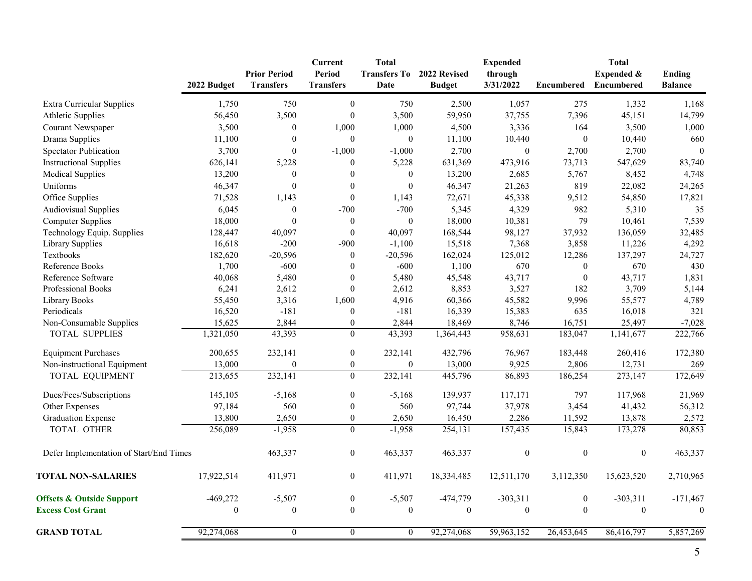| | 2022 Budget | Prior Period Transfers | Current Period Transfers | Total Transfers To Date | 2022 Revised Budget | Expended through 3/31/2022 | Encumbered | Total Expended & Encumbered | Ending Balance |
|---|---|---|---|---|---|---|---|---|---|
| Extra Curricular Supplies | 1,750 | 750 | 0 | 750 | 2,500 | 1,057 | 275 | 1,332 | 1,168 |
| Athletic Supplies | 56,450 | 3,500 | 0 | 3,500 | 59,950 | 37,755 | 7,396 | 45,151 | 14,799 |
| Courant Newspaper | 3,500 | 0 | 1,000 | 1,000 | 4,500 | 3,336 | 164 | 3,500 | 1,000 |
| Drama Supplies | 11,100 | 0 | 0 | 0 | 11,100 | 10,440 | 0 | 10,440 | 660 |
| Spectator Publication | 3,700 | 0 | -1,000 | -1,000 | 2,700 | 0 | 2,700 | 2,700 | 0 |
| Instructional Supplies | 626,141 | 5,228 | 0 | 5,228 | 631,369 | 473,916 | 73,713 | 547,629 | 83,740 |
| Medical Supplies | 13,200 | 0 | 0 | 0 | 13,200 | 2,685 | 5,767 | 8,452 | 4,748 |
| Uniforms | 46,347 | 0 | 0 | 0 | 46,347 | 21,263 | 819 | 22,082 | 24,265 |
| Office Supplies | 71,528 | 1,143 | 0 | 1,143 | 72,671 | 45,338 | 9,512 | 54,850 | 17,821 |
| Audiovisual Supplies | 6,045 | 0 | -700 | -700 | 5,345 | 4,329 | 982 | 5,310 | 35 |
| Computer Supplies | 18,000 | 0 | 0 | 0 | 18,000 | 10,381 | 79 | 10,461 | 7,539 |
| Technology Equip. Supplies | 128,447 | 40,097 | 0 | 40,097 | 168,544 | 98,127 | 37,932 | 136,059 | 32,485 |
| Library Supplies | 16,618 | -200 | -900 | -1,100 | 15,518 | 7,368 | 3,858 | 11,226 | 4,292 |
| Textbooks | 182,620 | -20,596 | 0 | -20,596 | 162,024 | 125,012 | 12,286 | 137,297 | 24,727 |
| Reference Books | 1,700 | -600 | 0 | -600 | 1,100 | 670 | 0 | 670 | 430 |
| Reference Software | 40,068 | 5,480 | 0 | 5,480 | 45,548 | 43,717 | 0 | 43,717 | 1,831 |
| Professional Books | 6,241 | 2,612 | 0 | 2,612 | 8,853 | 3,527 | 182 | 3,709 | 5,144 |
| Library Books | 55,450 | 3,316 | 1,600 | 4,916 | 60,366 | 45,582 | 9,996 | 55,577 | 4,789 |
| Periodicals | 16,520 | -181 | 0 | -181 | 16,339 | 15,383 | 635 | 16,018 | 321 |
| Non-Consumable Supplies | 15,625 | 2,844 | 0 | 2,844 | 18,469 | 8,746 | 16,751 | 25,497 | -7,028 |
| TOTAL SUPPLIES | 1,321,050 | 43,393 | 0 | 43,393 | 1,364,443 | 958,631 | 183,047 | 1,141,677 | 222,766 |
| Equipment Purchases | 200,655 | 232,141 | 0 | 232,141 | 432,796 | 76,967 | 183,448 | 260,416 | 172,380 |
| Non-instructional Equipment | 13,000 | 0 | 0 | 0 | 13,000 | 9,925 | 2,806 | 12,731 | 269 |
| TOTAL EQUIPMENT | 213,655 | 232,141 | 0 | 232,141 | 445,796 | 86,893 | 186,254 | 273,147 | 172,649 |
| Dues/Fees/Subscriptions | 145,105 | -5,168 | 0 | -5,168 | 139,937 | 117,171 | 797 | 117,968 | 21,969 |
| Other Expenses | 97,184 | 560 | 0 | 560 | 97,744 | 37,978 | 3,454 | 41,432 | 56,312 |
| Graduation Expense | 13,800 | 2,650 | 0 | 2,650 | 16,450 | 2,286 | 11,592 | 13,878 | 2,572 |
| TOTAL OTHER | 256,089 | -1,958 | 0 | -1,958 | 254,131 | 157,435 | 15,843 | 173,278 | 80,853 |
| Defer Implementation of Start/End Times | | 463,337 | 0 | 463,337 | 463,337 | 0 | 0 | 0 | 463,337 |
| **TOTAL NON-SALARIES** | 17,922,514 | 411,971 | 0 | 411,971 | 18,334,485 | 12,511,170 | 3,112,350 | 15,623,520 | 2,710,965 |
| **Offsets & Outside Support** | -469,272 | -5,507 | 0 | -5,507 | -474,779 | -303,311 | 0 | -303,311 | -171,467 |
| **Excess Cost Grant** | 0 | 0 | 0 | 0 | 0 | 0 | 0 | 0 | 0 |
| **GRAND TOTAL** | 92,274,068 | 0 | 0 | 0 | 92,274,068 | 59,963,152 | 26,453,645 | 86,416,797 | 5,857,269 |